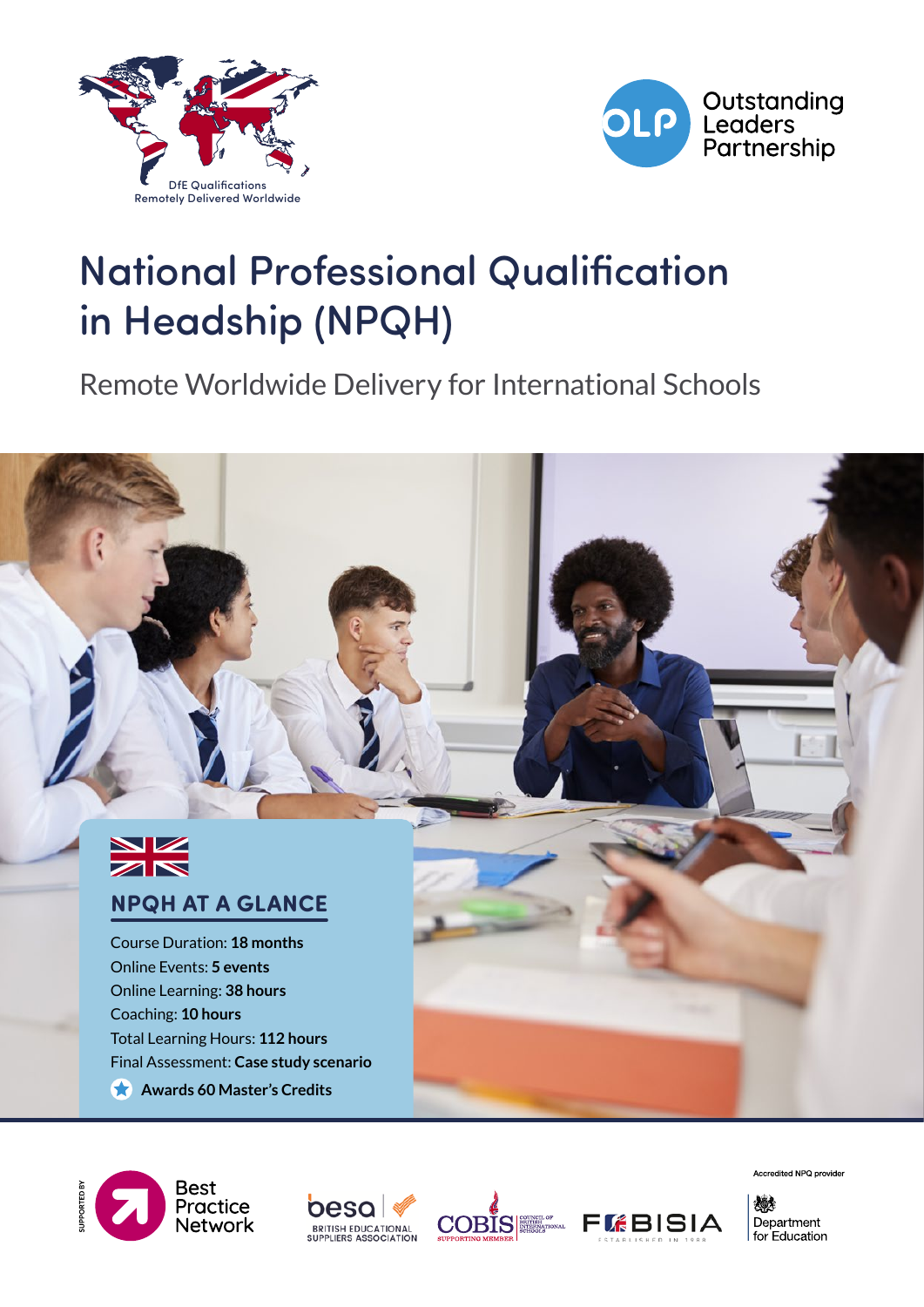DfE Qualifications Remotely Delivered Worldwide

Outstanding Leaders Partnership

# National Professional Qualification in Headship (NPQH)

Remote Worldwide Delivery for International Schools

## NPQH AT A GLANCE

Course Duration: **18 months**
Online Events: **5 events**
Online Learning: **38 hours**
Coaching: **10 hours**
Total Learning Hours: **112 hours**
Final Assessment: **Case study scenario**

**Awards 60 Master's Credits**

SUPPORTED BY Best Practice Network

besa BRITISH EDUCATIONAL SUPPLIERS ASSOCIATION

COBIS COUNCIL OF BRITISH INTERNATIONAL SCHOOLS SUPPORTING MEMBER

FOBISIA ESTABLISHED IN 1988

Accredited NPQ provider
Department for Education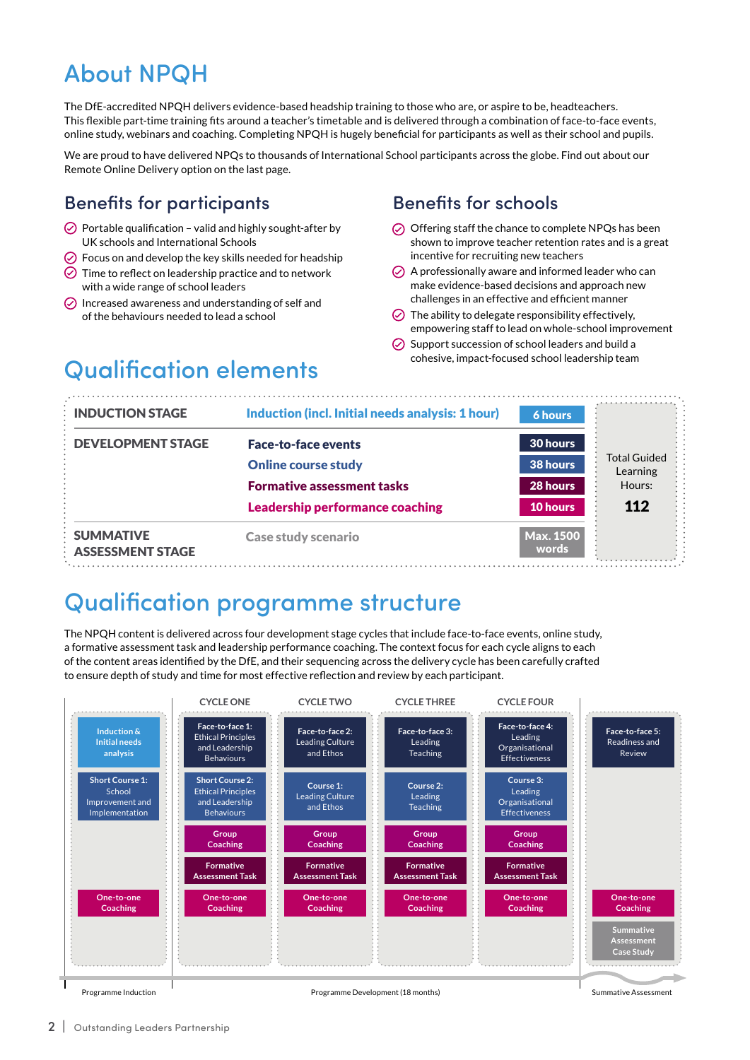# About NPQH

The DfE-accredited NPQH delivers evidence-based headship training to those who are, or aspire to be, headteachers. This flexible part-time training fits around a teacher's timetable and is delivered through a combination of face-to-face events, online study, webinars and coaching. Completing NPQH is hugely beneficial for participants as well as their school and pupils.

We are proud to have delivered NPQs to thousands of International School participants across the globe. Find out about our Remote Online Delivery option on the last page.

## Benefits for participants

- Portable qualification – valid and highly sought-after by UK schools and International Schools
- Focus on and develop the key skills needed for headship
- Time to reflect on leadership practice and to network with a wide range of school leaders
- Increased awareness and understanding of self and of the behaviours needed to lead a school

## Benefits for schools

- Offering staff the chance to complete NPQs has been shown to improve teacher retention rates and is a great incentive for recruiting new teachers
- A professionally aware and informed leader who can make evidence-based decisions and approach new challenges in an effective and efficient manner
- The ability to delegate responsibility effectively, empowering staff to lead on whole-school improvement
- Support succession of school leaders and build a cohesive, impact-focused school leadership team

# Qualification elements

| | | | |
|---|---|---|---|
| INDUCTION STAGE | Induction (incl. Initial needs analysis: 1 hour) | 6 hours | Total Guided Learning Hours: **112** |
| DEVELOPMENT STAGE | Face-to-face events | 30 hours | |
| | Online course study | 38 hours | |
| | Formative assessment tasks | 28 hours | |
| | Leadership performance coaching | 10 hours | |
| SUMMATIVE ASSESSMENT STAGE | Case study scenario | Max. 1500 words | |

# Qualification programme structure

The NPQH content is delivered across four development stage cycles that include face-to-face events, online study, a formative assessment task and leadership performance coaching. The context focus for each cycle aligns to each of the content areas identified by the DfE, and their sequencing across the delivery cycle has been carefully crafted to ensure depth of study and time for most effective reflection and review by each participant.

| Programme Induction | CYCLE ONE | CYCLE TWO | CYCLE THREE | CYCLE FOUR | Summative Assessment |
|---|---|---|---|---|---|
| Induction & Initial needs analysis | Face-to-face 1: Ethical Principles and Leadership Behaviours | Face-to-face 2: Leading Culture and Ethos | Face-to-face 3: Leading Teaching | Face-to-face 4: Leading Organisational Effectiveness | Face-to-face 5: Readiness and Review |
| Short Course 1: School Improvement and Implementation | Short Course 2: Ethical Principles and Leadership Behaviours | Course 1: Leading Culture and Ethos | Course 2: Leading Teaching | Course 3: Leading Organisational Effectiveness | |
| | Group Coaching | Group Coaching | Group Coaching | Group Coaching | |
| | Formative Assessment Task | Formative Assessment Task | Formative Assessment Task | Formative Assessment Task | |
| One-to-one Coaching | One-to-one Coaching | One-to-one Coaching | One-to-one Coaching | One-to-one Coaching | One-to-one Coaching |
| | | | | | Summative Assessment Case Study |

Programme Induction — Programme Development (18 months) — Summative Assessment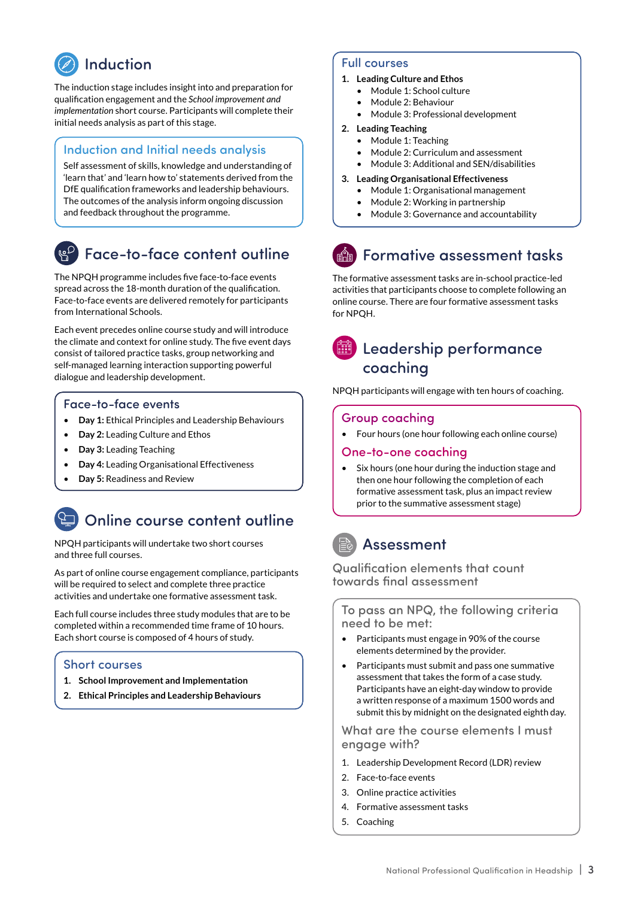## Induction

The induction stage includes insight into and preparation for qualification engagement and the *School improvement and implementation* short course. Participants will complete their initial needs analysis as part of this stage.

### Induction and Initial needs analysis

Self assessment of skills, knowledge and understanding of 'learn that' and 'learn how to' statements derived from the DfE qualification frameworks and leadership behaviours. The outcomes of the analysis inform ongoing discussion and feedback throughout the programme.

## Face-to-face content outline

The NPQH programme includes five face-to-face events spread across the 18-month duration of the qualification. Face-to-face events are delivered remotely for participants from International Schools.

Each event precedes online course study and will introduce the climate and context for online study. The five event days consist of tailored practice tasks, group networking and self-managed learning interaction supporting powerful dialogue and leadership development.

### Face-to-face events

- **Day 1:** Ethical Principles and Leadership Behaviours
- **Day 2:** Leading Culture and Ethos
- **Day 3:** Leading Teaching
- **Day 4:** Leading Organisational Effectiveness
- **Day 5:** Readiness and Review

## Online course content outline

NPQH participants will undertake two short courses and three full courses.

As part of online course engagement compliance, participants will be required to select and complete three practice activities and undertake one formative assessment task.

Each full course includes three study modules that are to be completed within a recommended time frame of 10 hours. Each short course is composed of 4 hours of study.

### Short courses

1. **School Improvement and Implementation**
2. **Ethical Principles and Leadership Behaviours**

### Full courses

1. **Leading Culture and Ethos**
   - Module 1: School culture
   - Module 2: Behaviour
   - Module 3: Professional development
2. **Leading Teaching**
   - Module 1: Teaching
   - Module 2: Curriculum and assessment
   - Module 3: Additional and SEN/disabilities
3. **Leading Organisational Effectiveness**
   - Module 1: Organisational management
   - Module 2: Working in partnership
   - Module 3: Governance and accountability

## Formative assessment tasks

The formative assessment tasks are in-school practice-led activities that participants choose to complete following an online course. There are four formative assessment tasks for NPQH.

## Leadership performance coaching

NPQH participants will engage with ten hours of coaching.

### Group coaching

- Four hours (one hour following each online course)

### One-to-one coaching

- Six hours (one hour during the induction stage and then one hour following the completion of each formative assessment task, plus an impact review prior to the summative assessment stage)

## Assessment

### Qualification elements that count towards final assessment

#### To pass an NPQ, the following criteria need to be met:

- Participants must engage in 90% of the course elements determined by the provider.
- Participants must submit and pass one summative assessment that takes the form of a case study. Participants have an eight-day window to provide a written response of a maximum 1500 words and submit this by midnight on the designated eighth day.

#### What are the course elements I must engage with?

1. Leadership Development Record (LDR) review
2. Face-to-face events
3. Online practice activities
4. Formative assessment tasks
5. Coaching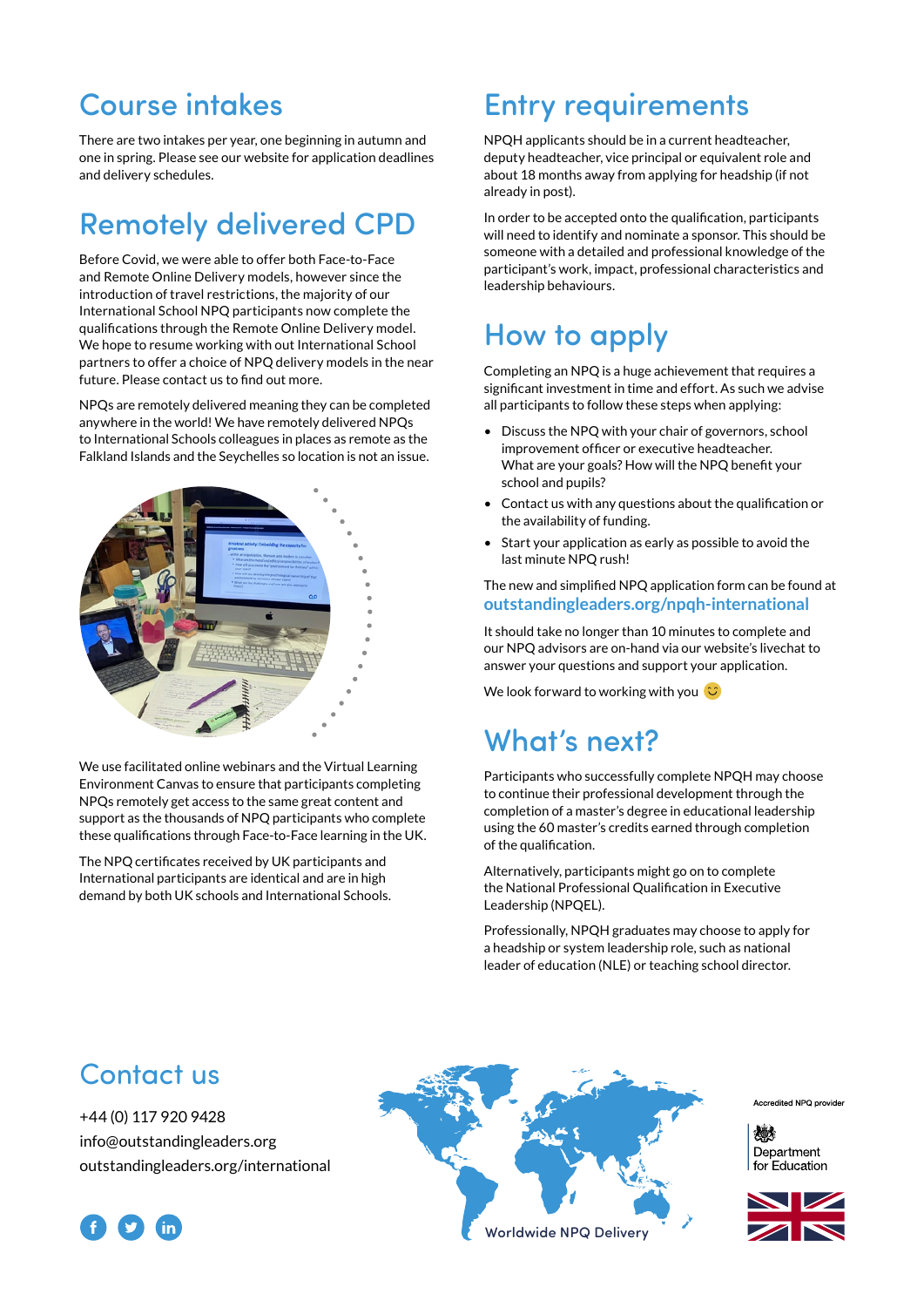## Course intakes

There are two intakes per year, one beginning in autumn and one in spring. Please see our website for application deadlines and delivery schedules.

## Remotely delivered CPD

Before Covid, we were able to offer both Face-to-Face and Remote Online Delivery models, however since the introduction of travel restrictions, the majority of our International School NPQ participants now complete the qualifications through the Remote Online Delivery model. We hope to resume working with out International School partners to offer a choice of NPQ delivery models in the near future. Please contact us to find out more.

NPQs are remotely delivered meaning they can be completed anywhere in the world! We have remotely delivered NPQs to International Schools colleagues in places as remote as the Falkland Islands and the Seychelles so location is not an issue.

We use facilitated online webinars and the Virtual Learning Environment Canvas to ensure that participants completing NPQs remotely get access to the same great content and support as the thousands of NPQ participants who complete these qualifications through Face-to-Face learning in the UK.

The NPQ certificates received by UK participants and International participants are identical and are in high demand by both UK schools and International Schools.

## Entry requirements

NPQH applicants should be in a current headteacher, deputy headteacher, vice principal or equivalent role and about 18 months away from applying for headship (if not already in post).

In order to be accepted onto the qualification, participants will need to identify and nominate a sponsor. This should be someone with a detailed and professional knowledge of the participant's work, impact, professional characteristics and leadership behaviours.

## How to apply

Completing an NPQ is a huge achievement that requires a significant investment in time and effort. As such we advise all participants to follow these steps when applying:

- Discuss the NPQ with your chair of governors, school improvement officer or executive headteacher. What are your goals? How will the NPQ benefit your school and pupils?
- Contact us with any questions about the qualification or the availability of funding.
- Start your application as early as possible to avoid the last minute NPQ rush!

The new and simplified NPQ application form can be found at **outstandingleaders.org/npqh-international**

It should take no longer than 10 minutes to complete and our NPQ advisors are on-hand via our website's livechat to answer your questions and support your application.

We look forward to working with you 😊

## What's next?

Participants who successfully complete NPQH may choose to continue their professional development through the completion of a master's degree in educational leadership using the 60 master's credits earned through completion of the qualification.

Alternatively, participants might go on to complete the National Professional Qualification in Executive Leadership (NPQEL).

Professionally, NPQH graduates may choose to apply for a headship or system leadership role, such as national leader of education (NLE) or teaching school director.

## Contact us

+44 (0) 117 920 9428
info@outstandingleaders.org
outstandingleaders.org/international

Worldwide NPQ Delivery

Accredited NPQ provider

Department for Education